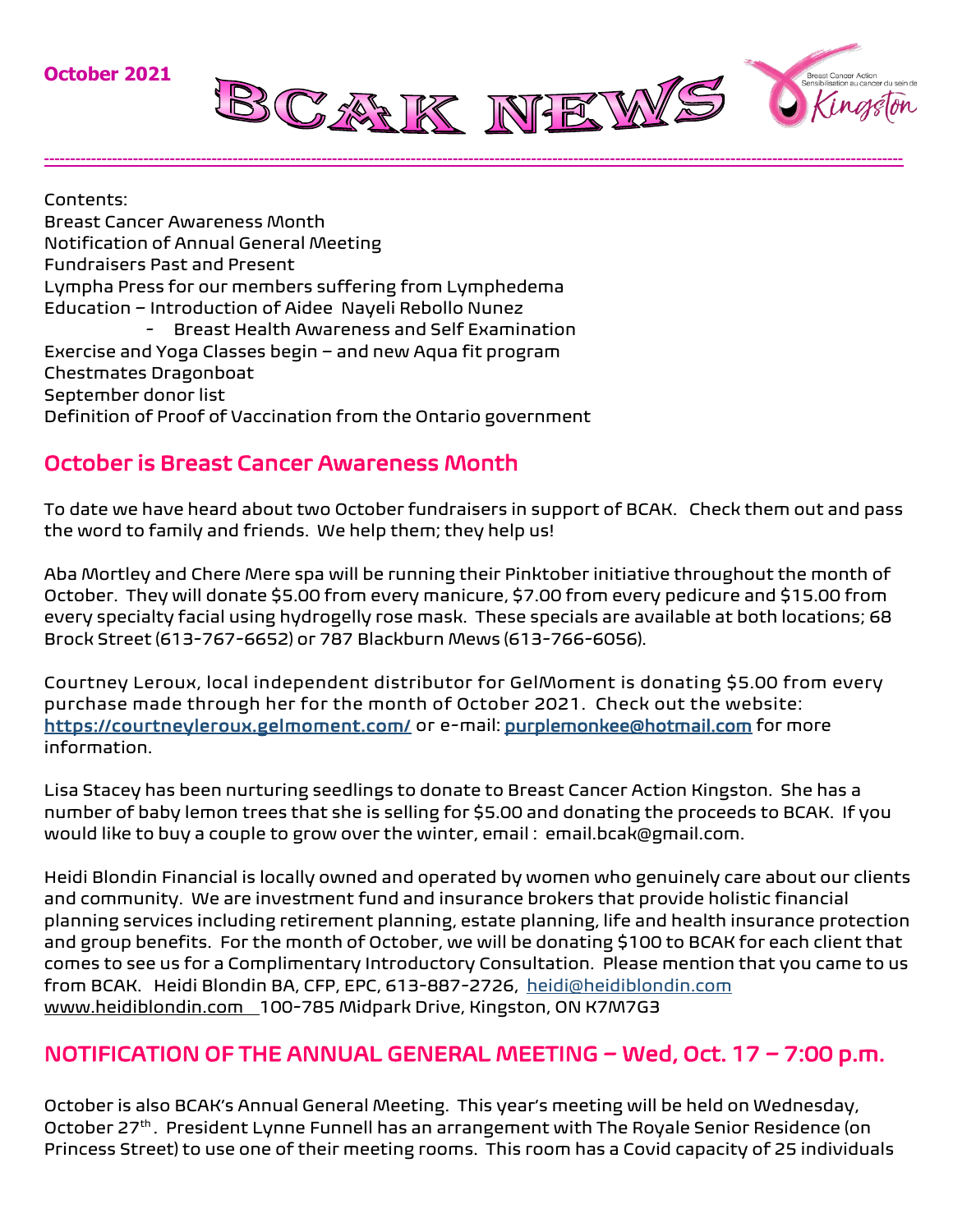October 2021

# BCAK NEWS

Breast Cancer Action Sensibilisation au cancer du sein de Kingston

---

Contents:
Breast Cancer Awareness Month
Notification of Annual General Meeting
Fundraisers Past and Present
Lympha Press for our members suffering from Lymphedema
Education – Introduction of Aidee Nayeli Rebollo Nunez
- Breast Health Awareness and Self Examination

Exercise and Yoga Classes begin – and new Aqua fit program
Chestmates Dragonboat
September donor list
Definition of Proof of Vaccination from the Ontario government

## October is Breast Cancer Awareness Month

To date we have heard about two October fundraisers in support of BCAK. Check them out and pass the word to family and friends. We help them; they help us!

Aba Mortley and Chere Mere spa will be running their Pinktober initiative throughout the month of October. They will donate $5.00 from every manicure, $7.00 from every pedicure and $15.00 from every specialty facial using hydrogelly rose mask. These specials are available at both locations; 68 Brock Street (613-767-6652) or 787 Blackburn Mews (613-766-6056).

Courtney Leroux, local independent distributor for GelMoment is donating $5.00 from every purchase made through her for the month of October 2021. Check out the website: **https://courtneyleroux.gelmoment.com/** or e-mail: **purplemonkee@hotmail.com** for more information.

Lisa Stacey has been nurturing seedlings to donate to Breast Cancer Action Kingston. She has a number of baby lemon trees that she is selling for $5.00 and donating the proceeds to BCAK. If you would like to buy a couple to grow over the winter, email : email.bcak@gmail.com.

Heidi Blondin Financial is locally owned and operated by women who genuinely care about our clients and community. We are investment fund and insurance brokers that provide holistic financial planning services including retirement planning, estate planning, life and health insurance protection and group benefits. For the month of October, we will be donating $100 to BCAK for each client that comes to see us for a Complimentary Introductory Consultation. Please mention that you came to us from BCAK. Heidi Blondin BA, CFP, EPC, 613-887-2726, heidi@heidiblondin.com www.heidiblondin.com 100-785 Midpark Drive, Kingston, ON K7M7G3

## NOTIFICATION OF THE ANNUAL GENERAL MEETING – Wed, Oct. 17 – 7:00 p.m.

October is also BCAK's Annual General Meeting. This year's meeting will be held on Wednesday, October 27th. President Lynne Funnell has an arrangement with The Royale Senior Residence (on Princess Street) to use one of their meeting rooms. This room has a Covid capacity of 25 individuals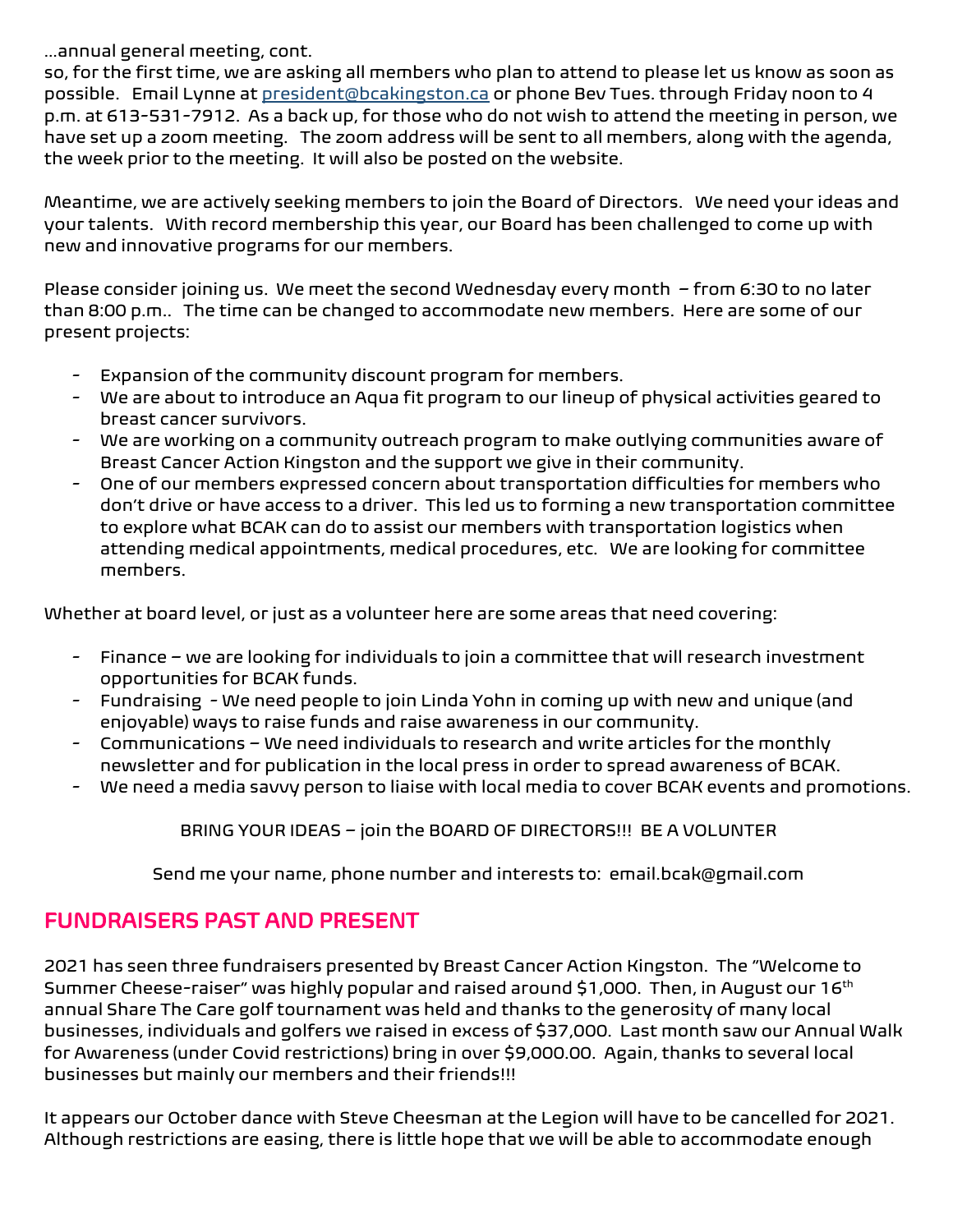…annual general meeting, cont.

so, for the first time, we are asking all members who plan to attend to please let us know as soon as possible. Email Lynne at president@bcakingston.ca or phone Bev Tues. through Friday noon to 4 p.m. at 613-531-7912. As a back up, for those who do not wish to attend the meeting in person, we have set up a zoom meeting. The zoom address will be sent to all members, along with the agenda, the week prior to the meeting. It will also be posted on the website.

Meantime, we are actively seeking members to join the Board of Directors. We need your ideas and your talents. With record membership this year, our Board has been challenged to come up with new and innovative programs for our members.

Please consider joining us. We meet the second Wednesday every month – from 6:30 to no later than 8:00 p.m.. The time can be changed to accommodate new members. Here are some of our present projects:

- Expansion of the community discount program for members.
- We are about to introduce an Aqua fit program to our lineup of physical activities geared to breast cancer survivors.
- We are working on a community outreach program to make outlying communities aware of Breast Cancer Action Kingston and the support we give in their community.
- One of our members expressed concern about transportation difficulties for members who don't drive or have access to a driver. This led us to forming a new transportation committee to explore what BCAK can do to assist our members with transportation logistics when attending medical appointments, medical procedures, etc. We are looking for committee members.

Whether at board level, or just as a volunteer here are some areas that need covering:

- Finance – we are looking for individuals to join a committee that will research investment opportunities for BCAK funds.
- Fundraising - We need people to join Linda Yohn in coming up with new and unique (and enjoyable) ways to raise funds and raise awareness in our community.
- Communications – We need individuals to research and write articles for the monthly newsletter and for publication in the local press in order to spread awareness of BCAK.
- We need a media savvy person to liaise with local media to cover BCAK events and promotions.

BRING YOUR IDEAS – join the BOARD OF DIRECTORS!!! BE A VOLUNTER

Send me your name, phone number and interests to: email.bcak@gmail.com

## FUNDRAISERS PAST AND PRESENT

2021 has seen three fundraisers presented by Breast Cancer Action Kingston. The "Welcome to Summer Cheese-raiser" was highly popular and raised around $1,000. Then, in August our 16th annual Share The Care golf tournament was held and thanks to the generosity of many local businesses, individuals and golfers we raised in excess of $37,000. Last month saw our Annual Walk for Awareness (under Covid restrictions) bring in over $9,000.00. Again, thanks to several local businesses but mainly our members and their friends!!!

It appears our October dance with Steve Cheesman at the Legion will have to be cancelled for 2021. Although restrictions are easing, there is little hope that we will be able to accommodate enough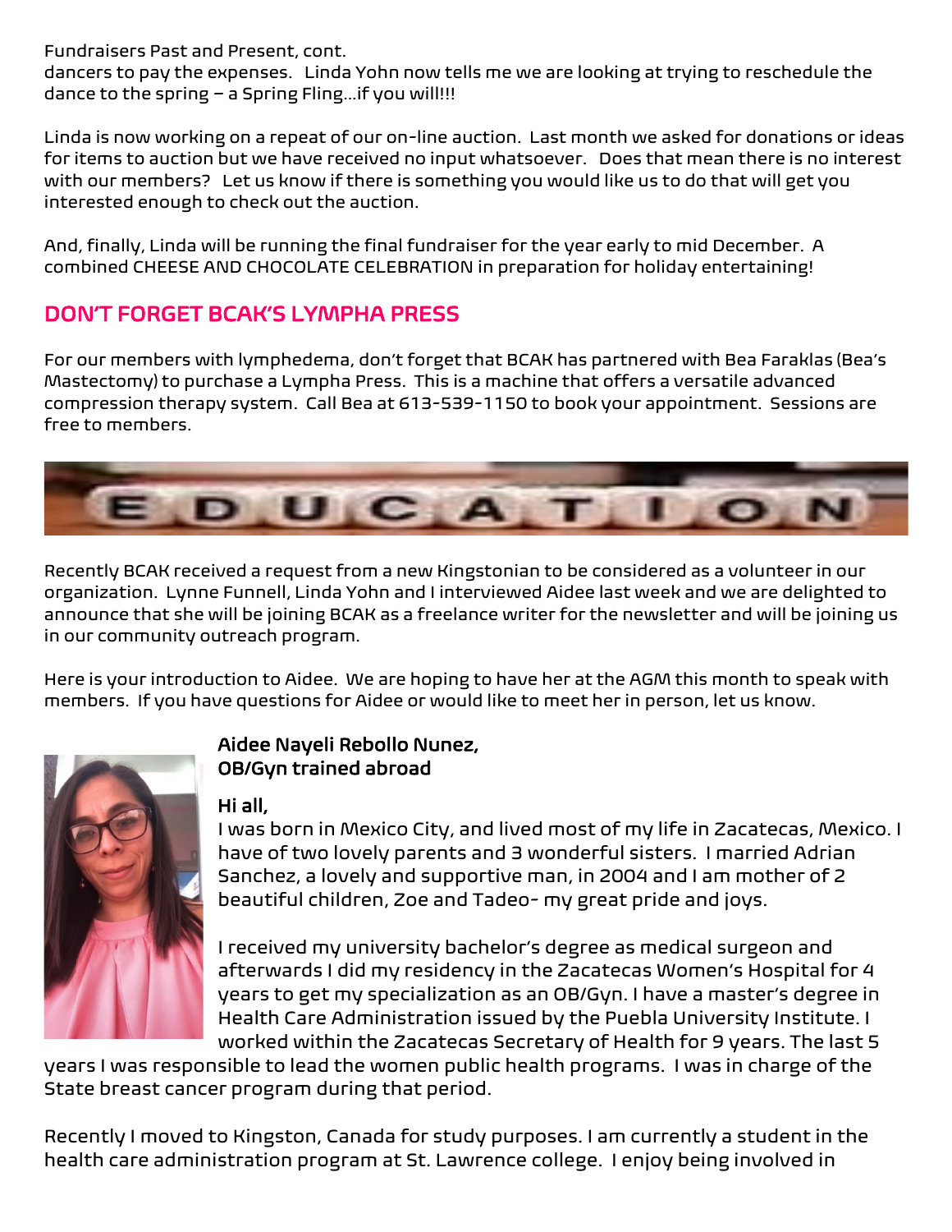Fundraisers Past and Present, cont.

dancers to pay the expenses. Linda Yohn now tells me we are looking at trying to reschedule the dance to the spring – a Spring Fling…if you will!!!

Linda is now working on a repeat of our on-line auction. Last month we asked for donations or ideas for items to auction but we have received no input whatsoever. Does that mean there is no interest with our members? Let us know if there is something you would like us to do that will get you interested enough to check out the auction.

And, finally, Linda will be running the final fundraiser for the year early to mid December. A combined CHEESE AND CHOCOLATE CELEBRATION in preparation for holiday entertaining!

## DON'T FORGET BCAK'S LYMPHA PRESS

For our members with lymphedema, don't forget that BCAK has partnered with Bea Faraklas (Bea's Mastectomy) to purchase a Lympha Press. This is a machine that offers a versatile advanced compression therapy system. Call Bea at 613-539-1150 to book your appointment. Sessions are free to members.

## EDUCATION

Recently BCAK received a request from a new Kingstonian to be considered as a volunteer in our organization. Lynne Funnell, Linda Yohn and I interviewed Aidee last week and we are delighted to announce that she will be joining BCAK as a freelance writer for the newsletter and will be joining us in our community outreach program.

Here is your introduction to Aidee. We are hoping to have her at the AGM this month to speak with members. If you have questions for Aidee or would like to meet her in person, let us know.

**Aidee Nayeli Rebollo Nunez, OB/Gyn trained abroad**

**Hi all,**

I was born in Mexico City, and lived most of my life in Zacatecas, Mexico. I have of two lovely parents and 3 wonderful sisters. I married Adrian Sanchez, a lovely and supportive man, in 2004 and I am mother of 2 beautiful children, Zoe and Tadeo- my great pride and joys.

I received my university bachelor's degree as medical surgeon and afterwards I did my residency in the Zacatecas Women's Hospital for 4 years to get my specialization as an OB/Gyn. I have a master's degree in Health Care Administration issued by the Puebla University Institute. I worked within the Zacatecas Secretary of Health for 9 years. The last 5 years I was responsible to lead the women public health programs. I was in charge of the State breast cancer program during that period.

Recently I moved to Kingston, Canada for study purposes. I am currently a student in the health care administration program at St. Lawrence college. I enjoy being involved in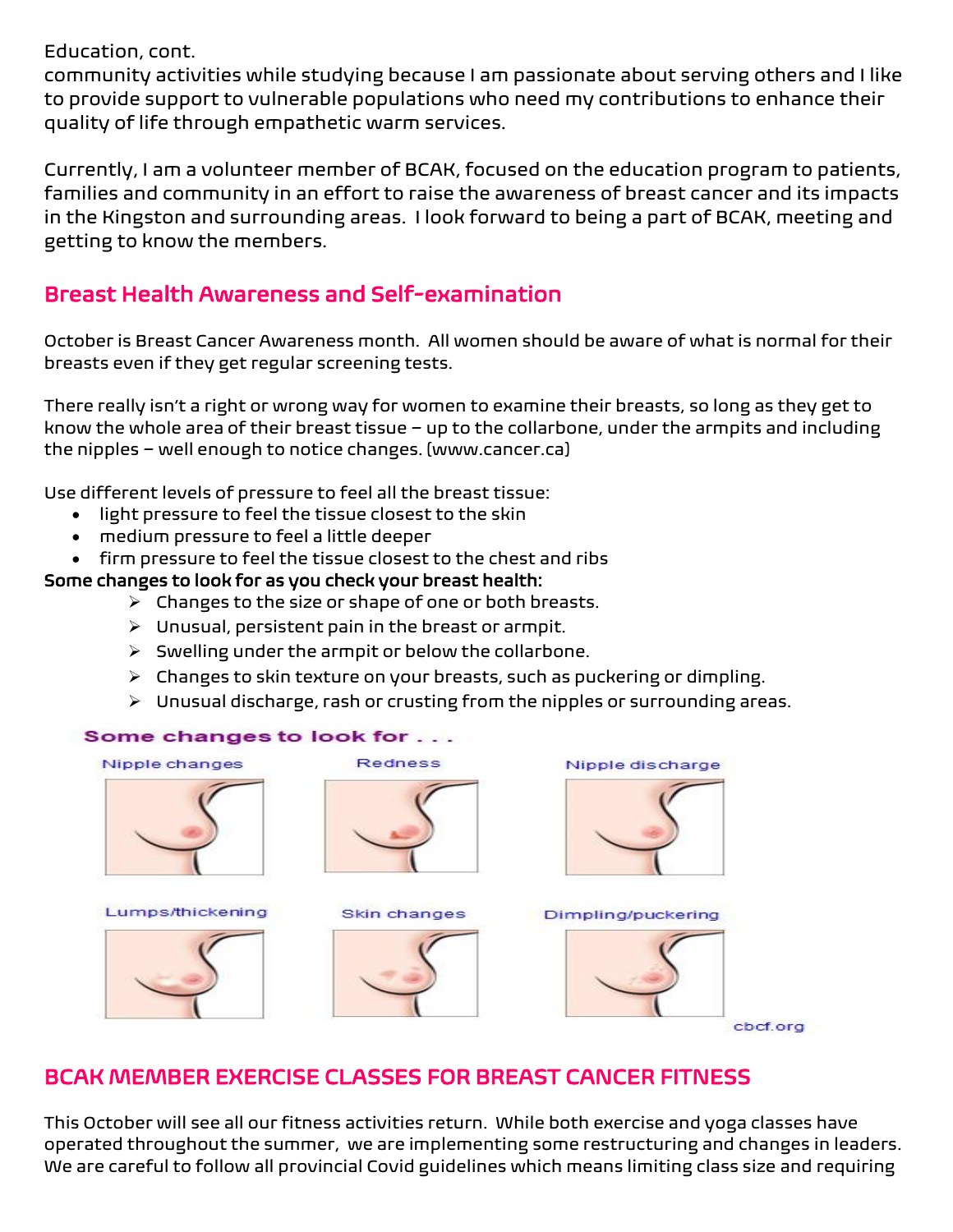Education, cont.
community activities while studying because I am passionate about serving others and I like to provide support to vulnerable populations who need my contributions to enhance their quality of life through empathetic warm services.

Currently, I am a volunteer member of BCAK, focused on the education program to patients, families and community in an effort to raise the awareness of breast cancer and its impacts in the Kingston and surrounding areas. I look forward to being a part of BCAK, meeting and getting to know the members.

## Breast Health Awareness and Self-examination

October is Breast Cancer Awareness month. All women should be aware of what is normal for their breasts even if they get regular screening tests.

There really isn't a right or wrong way for women to examine their breasts, so long as they get to know the whole area of their breast tissue – up to the collarbone, under the armpits and including the nipples – well enough to notice changes. (www.cancer.ca)

Use different levels of pressure to feel all the breast tissue:

- light pressure to feel the tissue closest to the skin
- medium pressure to feel a little deeper
- firm pressure to feel the tissue closest to the chest and ribs

**Some changes to look for as you check your breast health:**

- Changes to the size or shape of one or both breasts.
- Unusual, persistent pain in the breast or armpit.
- Swelling under the armpit or below the collarbone.
- Changes to skin texture on your breasts, such as puckering or dimpling.
- Unusual discharge, rash or crusting from the nipples or surrounding areas.

**Some changes to look for . . .**

Nipple changes | Redness | Nipple discharge

Lumps/thickening | Skin changes | Dimpling/puckering

cbcf.org

## BCAK MEMBER EXERCISE CLASSES FOR BREAST CANCER FITNESS

This October will see all our fitness activities return. While both exercise and yoga classes have operated throughout the summer, we are implementing some restructuring and changes in leaders. We are careful to follow all provincial Covid guidelines which means limiting class size and requiring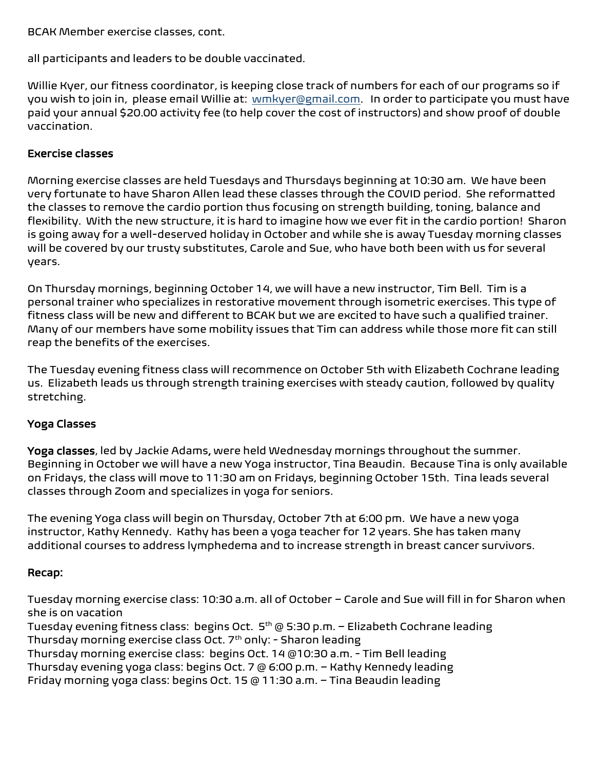BCAK Member exercise classes, cont.

all participants and leaders to be double vaccinated.

Willie Kyer, our fitness coordinator, is keeping close track of numbers for each of our programs so if you wish to join in, please email Willie at: wmkyer@gmail.com. In order to participate you must have paid your annual $20.00 activity fee (to help cover the cost of instructors) and show proof of double vaccination.

**Exercise classes**

Morning exercise classes are held Tuesdays and Thursdays beginning at 10:30 am. We have been very fortunate to have Sharon Allen lead these classes through the COVID period. She reformatted the classes to remove the cardio portion thus focusing on strength building, toning, balance and flexibility. With the new structure, it is hard to imagine how we ever fit in the cardio portion! Sharon is going away for a well-deserved holiday in October and while she is away Tuesday morning classes will be covered by our trusty substitutes, Carole and Sue, who have both been with us for several years.

On Thursday mornings, beginning October 14, we will have a new instructor, Tim Bell. Tim is a personal trainer who specializes in restorative movement through isometric exercises. This type of fitness class will be new and different to BCAK but we are excited to have such a qualified trainer. Many of our members have some mobility issues that Tim can address while those more fit can still reap the benefits of the exercises.

The Tuesday evening fitness class will recommence on October 5th with Elizabeth Cochrane leading us. Elizabeth leads us through strength training exercises with steady caution, followed by quality stretching.

**Yoga Classes**

**Yoga classes**, led by Jackie Adams**,** were held Wednesday mornings throughout the summer. Beginning in October we will have a new Yoga instructor, Tina Beaudin. Because Tina is only available on Fridays, the class will move to 11:30 am on Fridays, beginning October 15th. Tina leads several classes through Zoom and specializes in yoga for seniors.

The evening Yoga class will begin on Thursday, October 7th at 6:00 pm. We have a new yoga instructor, Kathy Kennedy. Kathy has been a yoga teacher for 12 years. She has taken many additional courses to address lymphedema and to increase strength in breast cancer survivors.

**Recap:**

Tuesday morning exercise class: 10:30 a.m. all of October – Carole and Sue will fill in for Sharon when she is on vacation
Tuesday evening fitness class: begins Oct. 5th @ 5:30 p.m. – Elizabeth Cochrane leading
Thursday morning exercise class Oct. 7th only: - Sharon leading
Thursday morning exercise class: begins Oct. 14 @10:30 a.m. - Tim Bell leading
Thursday evening yoga class: begins Oct. 7 @ 6:00 p.m. – Kathy Kennedy leading
Friday morning yoga class: begins Oct. 15 @ 11:30 a.m. – Tina Beaudin leading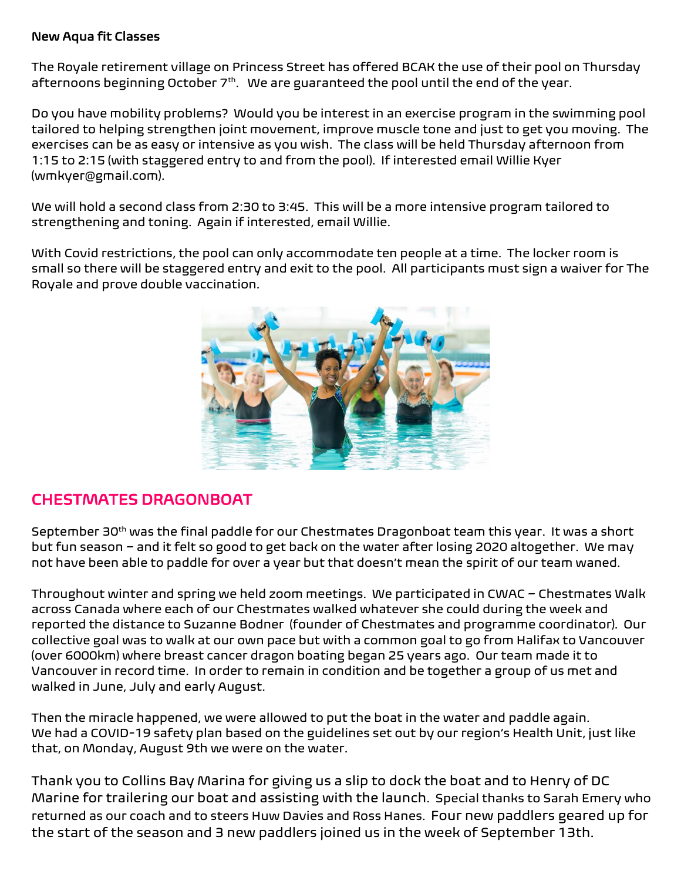**New Aqua fit Classes**

The Royale retirement village on Princess Street has offered BCAK the use of their pool on Thursday afternoons beginning October 7th. We are guaranteed the pool until the end of the year.

Do you have mobility problems? Would you be interest in an exercise program in the swimming pool tailored to helping strengthen joint movement, improve muscle tone and just to get you moving. The exercises can be as easy or intensive as you wish. The class will be held Thursday afternoon from 1:15 to 2:15 (with staggered entry to and from the pool). If interested email Willie Kyer (wmkyer@gmail.com).

We will hold a second class from 2:30 to 3:45. This will be a more intensive program tailored to strengthening and toning. Again if interested, email Willie.

With Covid restrictions, the pool can only accommodate ten people at a time. The locker room is small so there will be staggered entry and exit to the pool. All participants must sign a waiver for The Royale and prove double vaccination.

## CHESTMATES DRAGONBOAT

September 30th was the final paddle for our Chestmates Dragonboat team this year. It was a short but fun season – and it felt so good to get back on the water after losing 2020 altogether. We may not have been able to paddle for over a year but that doesn't mean the spirit of our team waned.

Throughout winter and spring we held zoom meetings. We participated in CWAC – Chestmates Walk across Canada where each of our Chestmates walked whatever she could during the week and reported the distance to Suzanne Bodner (founder of Chestmates and programme coordinator). Our collective goal was to walk at our own pace but with a common goal to go from Halifax to Vancouver (over 6000km) where breast cancer dragon boating began 25 years ago. Our team made it to Vancouver in record time. In order to remain in condition and be together a group of us met and walked in June, July and early August.

Then the miracle happened, we were allowed to put the boat in the water and paddle again. We had a COVID-19 safety plan based on the guidelines set out by our region's Health Unit, just like that, on Monday, August 9th we were on the water.

Thank you to Collins Bay Marina for giving us a slip to dock the boat and to Henry of DC Marine for trailering our boat and assisting with the launch. Special thanks to Sarah Emery who returned as our coach and to steers Huw Davies and Ross Hanes. Four new paddlers geared up for the start of the season and 3 new paddlers joined us in the week of September 13th.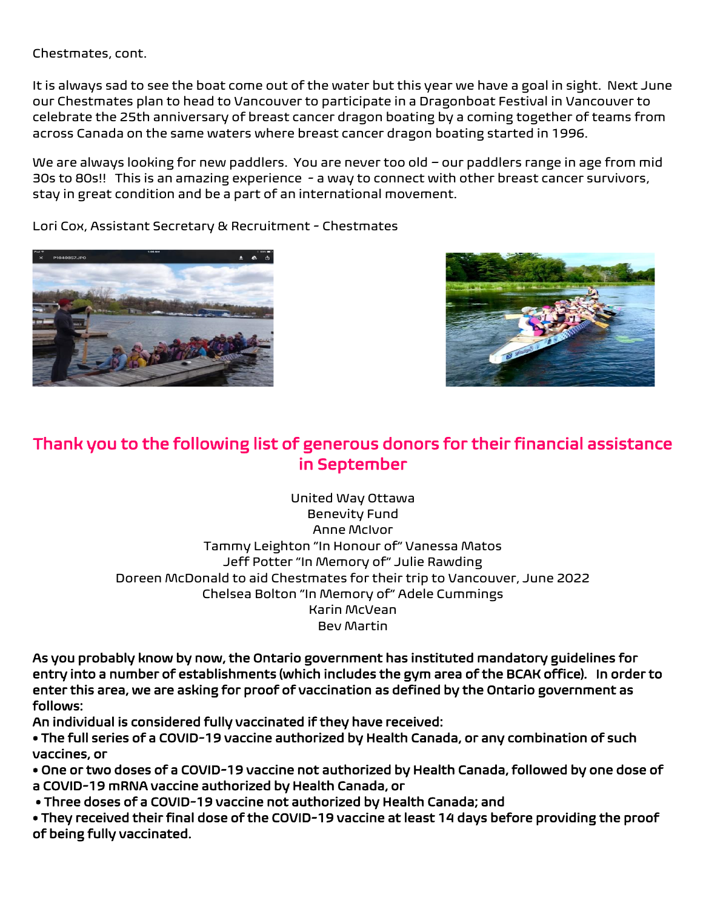Chestmates, cont.

It is always sad to see the boat come out of the water but this year we have a goal in sight. Next June our Chestmates plan to head to Vancouver to participate in a Dragonboat Festival in Vancouver to celebrate the 25th anniversary of breast cancer dragon boating by a coming together of teams from across Canada on the same waters where breast cancer dragon boating started in 1996.

We are always looking for new paddlers. You are never too old – our paddlers range in age from mid 30s to 80s!! This is an amazing experience - a way to connect with other breast cancer survivors, stay in great condition and be a part of an international movement.

Lori Cox, Assistant Secretary & Recruitment - Chestmates

## Thank you to the following list of generous donors for their financial assistance in September

United Way Ottawa
Benevity Fund
Anne McIvor
Tammy Leighton "In Honour of" Vanessa Matos
Jeff Potter "In Memory of" Julie Rawding
Doreen McDonald to aid Chestmates for their trip to Vancouver, June 2022
Chelsea Bolton "In Memory of" Adele Cummings
Karin McVean
Bev Martin

**As you probably know by now, the Ontario government has instituted mandatory guidelines for entry into a number of establishments (which includes the gym area of the BCAK office). In order to enter this area, we are asking for proof of vaccination as defined by the Ontario government as follows:**

**An individual is considered fully vaccinated if they have received:**

- **The full series of a COVID-19 vaccine authorized by Health Canada, or any combination of such vaccines, or**
- **One or two doses of a COVID-19 vaccine not authorized by Health Canada, followed by one dose of a COVID-19 mRNA vaccine authorized by Health Canada, or**
- **Three doses of a COVID-19 vaccine not authorized by Health Canada; and**
- **They received their final dose of the COVID-19 vaccine at least 14 days before providing the proof of being fully vaccinated.**